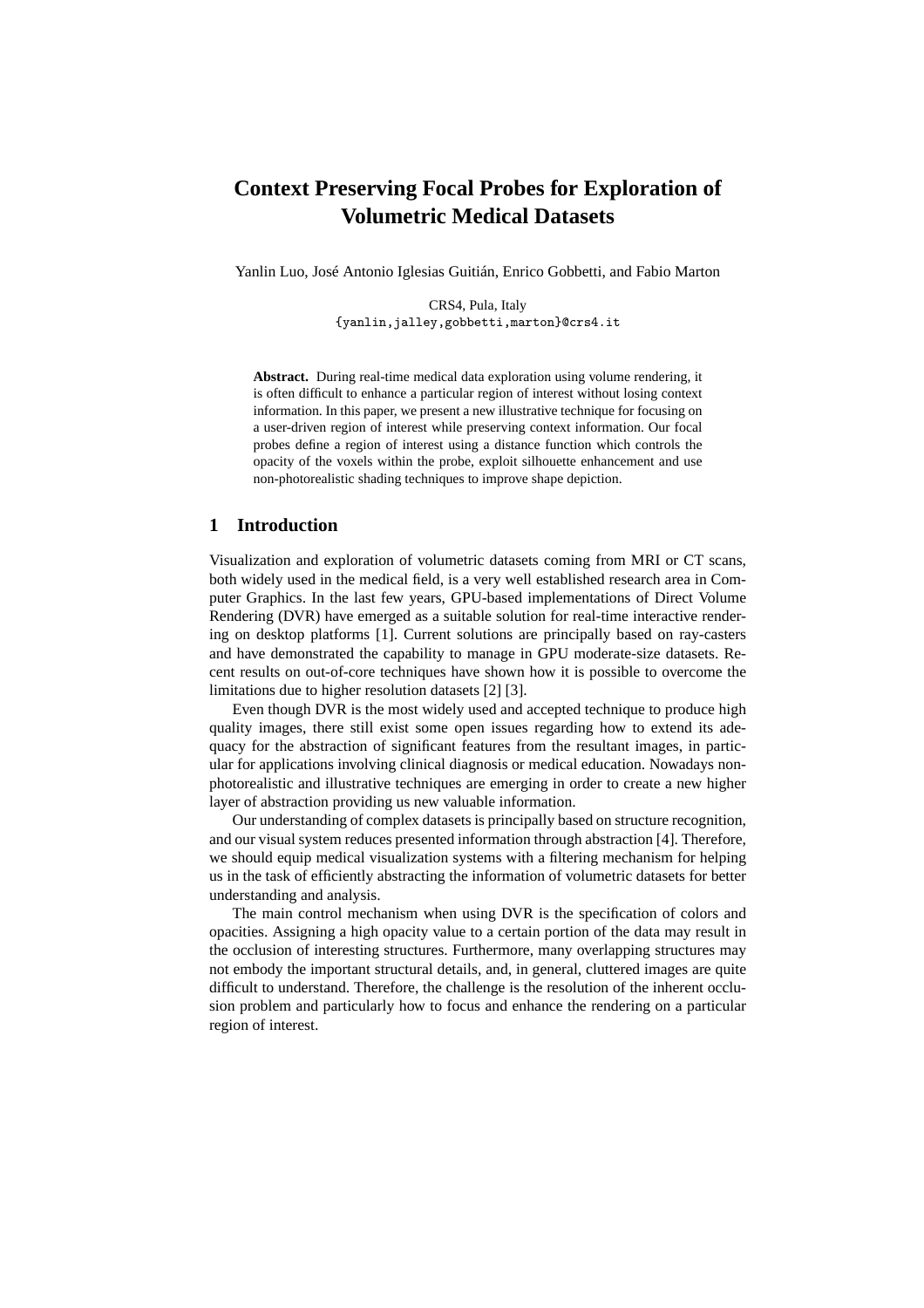# Context Preserving Focal Probes for Exploration of Volumetric Medical Datasets

Yanlin Luo, José Antonio Iglesias Guitián, Enrico Gobbetti, and Fabio Marton

CRS4, Pula, Italy
{yanlin,jalley,gobbetti,marton}@crs4.it

**Abstract.** During real-time medical data exploration using volume rendering, it is often difficult to enhance a particular region of interest without losing context information. In this paper, we present a new illustrative technique for focusing on a user-driven region of interest while preserving context information. Our focal probes define a region of interest using a distance function which controls the opacity of the voxels within the probe, exploit silhouette enhancement and use non-photorealistic shading techniques to improve shape depiction.

## 1 Introduction

Visualization and exploration of volumetric datasets coming from MRI or CT scans, both widely used in the medical field, is a very well established research area in Computer Graphics. In the last few years, GPU-based implementations of Direct Volume Rendering (DVR) have emerged as a suitable solution for real-time interactive rendering on desktop platforms [1]. Current solutions are principally based on ray-casters and have demonstrated the capability to manage in GPU moderate-size datasets. Recent results on out-of-core techniques have shown how it is possible to overcome the limitations due to higher resolution datasets [2] [3].

Even though DVR is the most widely used and accepted technique to produce high quality images, there still exist some open issues regarding how to extend its adequacy for the abstraction of significant features from the resultant images, in particular for applications involving clinical diagnosis or medical education. Nowadays non-photorealistic and illustrative techniques are emerging in order to create a new higher layer of abstraction providing us new valuable information.

Our understanding of complex datasets is principally based on structure recognition, and our visual system reduces presented information through abstraction [4]. Therefore, we should equip medical visualization systems with a filtering mechanism for helping us in the task of efficiently abstracting the information of volumetric datasets for better understanding and analysis.

The main control mechanism when using DVR is the specification of colors and opacities. Assigning a high opacity value to a certain portion of the data may result in the occlusion of interesting structures. Furthermore, many overlapping structures may not embody the important structural details, and, in general, cluttered images are quite difficult to understand. Therefore, the challenge is the resolution of the inherent occlusion problem and particularly how to focus and enhance the rendering on a particular region of interest.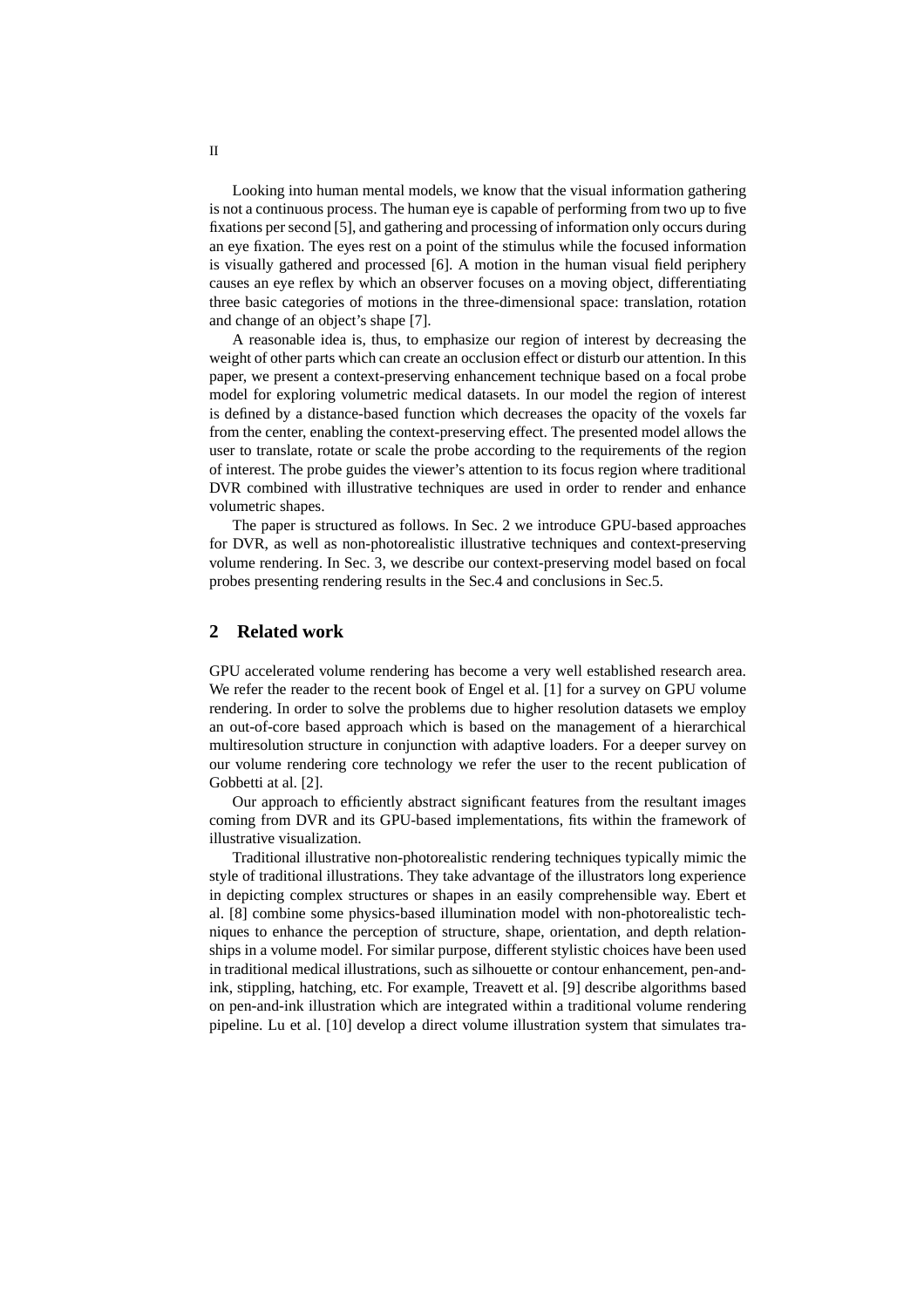Looking into human mental models, we know that the visual information gathering is not a continuous process. The human eye is capable of performing from two up to five fixations per second [5], and gathering and processing of information only occurs during an eye fixation. The eyes rest on a point of the stimulus while the focused information is visually gathered and processed [6]. A motion in the human visual field periphery causes an eye reflex by which an observer focuses on a moving object, differentiating three basic categories of motions in the three-dimensional space: translation, rotation and change of an object's shape [7].

A reasonable idea is, thus, to emphasize our region of interest by decreasing the weight of other parts which can create an occlusion effect or disturb our attention. In this paper, we present a context-preserving enhancement technique based on a focal probe model for exploring volumetric medical datasets. In our model the region of interest is defined by a distance-based function which decreases the opacity of the voxels far from the center, enabling the context-preserving effect. The presented model allows the user to translate, rotate or scale the probe according to the requirements of the region of interest. The probe guides the viewer's attention to its focus region where traditional DVR combined with illustrative techniques are used in order to render and enhance volumetric shapes.

The paper is structured as follows. In Sec. 2 we introduce GPU-based approaches for DVR, as well as non-photorealistic illustrative techniques and context-preserving volume rendering. In Sec. 3, we describe our context-preserving model based on focal probes presenting rendering results in the Sec.4 and conclusions in Sec.5.

## 2 Related work

GPU accelerated volume rendering has become a very well established research area. We refer the reader to the recent book of Engel et al. [1] for a survey on GPU volume rendering. In order to solve the problems due to higher resolution datasets we employ an out-of-core based approach which is based on the management of a hierarchical multiresolution structure in conjunction with adaptive loaders. For a deeper survey on our volume rendering core technology we refer the user to the recent publication of Gobbetti at al. [2].

Our approach to efficiently abstract significant features from the resultant images coming from DVR and its GPU-based implementations, fits within the framework of illustrative visualization.

Traditional illustrative non-photorealistic rendering techniques typically mimic the style of traditional illustrations. They take advantage of the illustrators long experience in depicting complex structures or shapes in an easily comprehensible way. Ebert et al. [8] combine some physics-based illumination model with non-photorealistic techniques to enhance the perception of structure, shape, orientation, and depth relationships in a volume model. For similar purpose, different stylistic choices have been used in traditional medical illustrations, such as silhouette or contour enhancement, pen-and-ink, stippling, hatching, etc. For example, Treavett et al. [9] describe algorithms based on pen-and-ink illustration which are integrated within a traditional volume rendering pipeline. Lu et al. [10] develop a direct volume illustration system that simulates tra-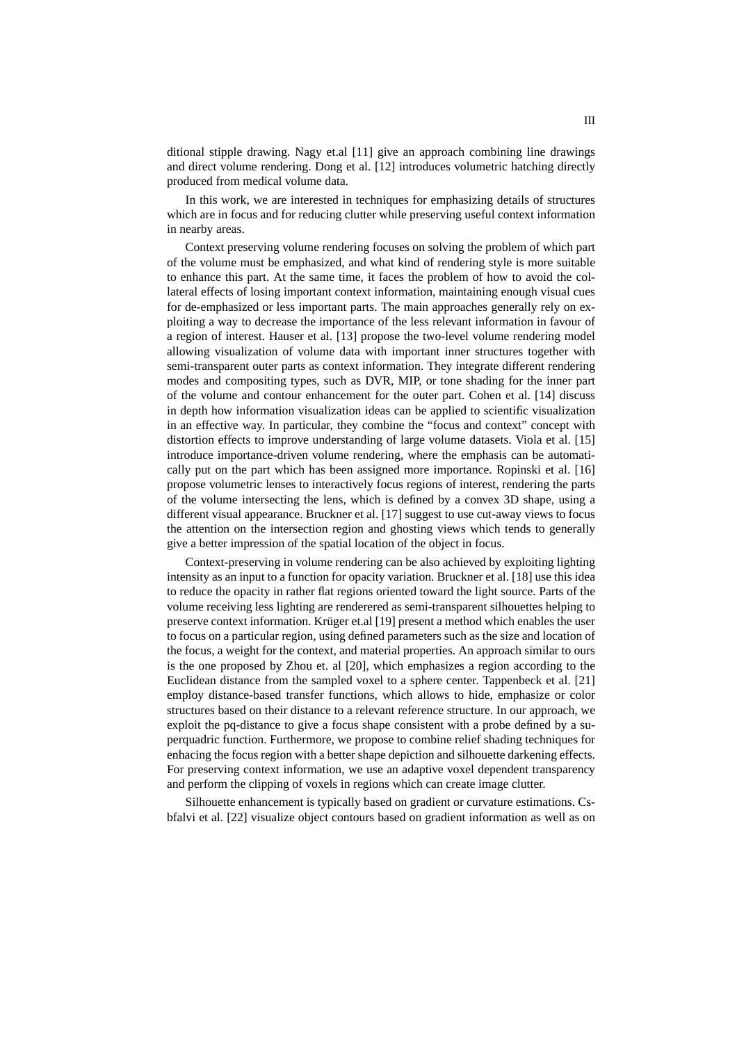ditional stipple drawing. Nagy et.al [11] give an approach combining line drawings and direct volume rendering. Dong et al. [12] introduces volumetric hatching directly produced from medical volume data.

In this work, we are interested in techniques for emphasizing details of structures which are in focus and for reducing clutter while preserving useful context information in nearby areas.

Context preserving volume rendering focuses on solving the problem of which part of the volume must be emphasized, and what kind of rendering style is more suitable to enhance this part. At the same time, it faces the problem of how to avoid the collateral effects of losing important context information, maintaining enough visual cues for de-emphasized or less important parts. The main approaches generally rely on exploiting a way to decrease the importance of the less relevant information in favour of a region of interest. Hauser et al. [13] propose the two-level volume rendering model allowing visualization of volume data with important inner structures together with semi-transparent outer parts as context information. They integrate different rendering modes and compositing types, such as DVR, MIP, or tone shading for the inner part of the volume and contour enhancement for the outer part. Cohen et al. [14] discuss in depth how information visualization ideas can be applied to scientific visualization in an effective way. In particular, they combine the "focus and context" concept with distortion effects to improve understanding of large volume datasets. Viola et al. [15] introduce importance-driven volume rendering, where the emphasis can be automatically put on the part which has been assigned more importance. Ropinski et al. [16] propose volumetric lenses to interactively focus regions of interest, rendering the parts of the volume intersecting the lens, which is defined by a convex 3D shape, using a different visual appearance. Bruckner et al. [17] suggest to use cut-away views to focus the attention on the intersection region and ghosting views which tends to generally give a better impression of the spatial location of the object in focus.

Context-preserving in volume rendering can be also achieved by exploiting lighting intensity as an input to a function for opacity variation. Bruckner et al. [18] use this idea to reduce the opacity in rather flat regions oriented toward the light source. Parts of the volume receiving less lighting are renderered as semi-transparent silhouettes helping to preserve context information. Krüger et.al [19] present a method which enables the user to focus on a particular region, using defined parameters such as the size and location of the focus, a weight for the context, and material properties. An approach similar to ours is the one proposed by Zhou et. al [20], which emphasizes a region according to the Euclidean distance from the sampled voxel to a sphere center. Tappenbeck et al. [21] employ distance-based transfer functions, which allows to hide, emphasize or color structures based on their distance to a relevant reference structure. In our approach, we exploit the pq-distance to give a focus shape consistent with a probe defined by a superquadric function. Furthermore, we propose to combine relief shading techniques for enhacing the focus region with a better shape depiction and silhouette darkening effects. For preserving context information, we use an adaptive voxel dependent transparency and perform the clipping of voxels in regions which can create image clutter.

Silhouette enhancement is typically based on gradient or curvature estimations. Csbfalvi et al. [22] visualize object contours based on gradient information as well as on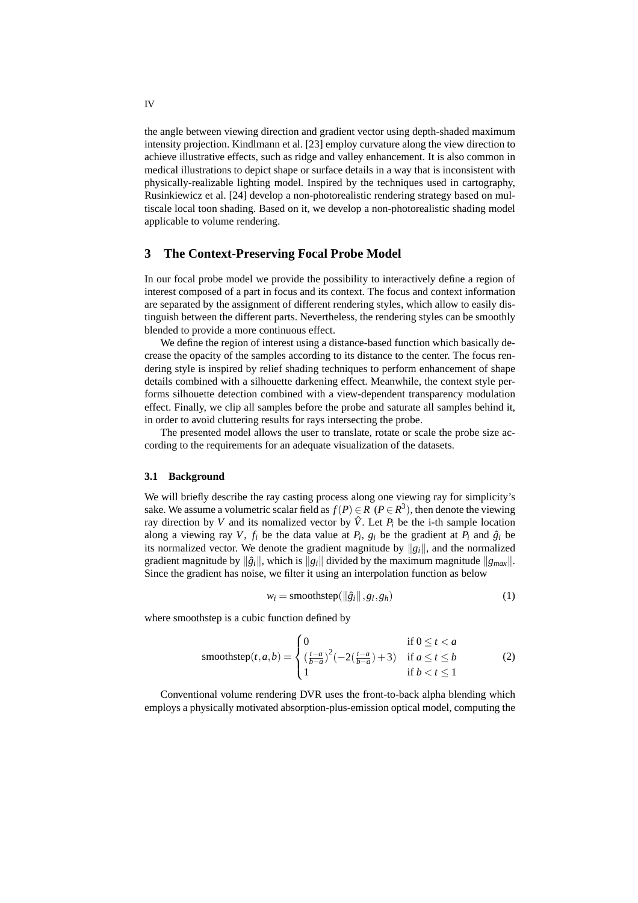the angle between viewing direction and gradient vector using depth-shaded maximum intensity projection. Kindlmann et al. [23] employ curvature along the view direction to achieve illustrative effects, such as ridge and valley enhancement. It is also common in medical illustrations to depict shape or surface details in a way that is inconsistent with physically-realizable lighting model. Inspired by the techniques used in cartography, Rusinkiewicz et al. [24] develop a non-photorealistic rendering strategy based on multiscale local toon shading. Based on it, we develop a non-photorealistic shading model applicable to volume rendering.

## 3 The Context-Preserving Focal Probe Model

In our focal probe model we provide the possibility to interactively define a region of interest composed of a part in focus and its context. The focus and context information are separated by the assignment of different rendering styles, which allow to easily distinguish between the different parts. Nevertheless, the rendering styles can be smoothly blended to provide a more continuous effect.

We define the region of interest using a distance-based function which basically decrease the opacity of the samples according to its distance to the center. The focus rendering style is inspired by relief shading techniques to perform enhancement of shape details combined with a silhouette darkening effect. Meanwhile, the context style performs silhouette detection combined with a view-dependent transparency modulation effect. Finally, we clip all samples before the probe and saturate all samples behind it, in order to avoid cluttering results for rays intersecting the probe.

The presented model allows the user to translate, rotate or scale the probe size according to the requirements for an adequate visualization of the datasets.

### 3.1 Background

We will briefly describe the ray casting process along one viewing ray for simplicity's sake. We assume a volumetric scalar field as $f(P) \in R$ $(P \in R^3)$, then denote the viewing ray direction by $V$ and its nomalized vector by $\hat{V}$. Let $P_i$ be the i-th sample location along a viewing ray $V$, $f_i$ be the data value at $P_i$, $g_i$ be the gradient at $P_i$ and $\hat{g}_i$ be its normalized vector. We denote the gradient magnitude by $\|g_i\|$, and the normalized gradient magnitude by $\|\hat{g}_i\|$, which is $\|g_i\|$ divided by the maximum magnitude $\|g_{max}\|$. Since the gradient has noise, we filter it using an interpolation function as below

$$w_i = \text{smoothstep}(\|\hat{g}_i\|, g_l, g_h) \tag{1}$$

where smoothstep is a cubic function defined by

$$\text{smoothstep}(t,a,b) = \begin{cases} 0 & \text{if } 0 \le t < a \\ (\frac{t-a}{b-a})^2(-2(\frac{t-a}{b-a})+3) & \text{if } a \le t \le b \\ 1 & \text{if } b < t \le 1 \end{cases} \tag{2}$$

Conventional volume rendering DVR uses the front-to-back alpha blending which employs a physically motivated absorption-plus-emission optical model, computing the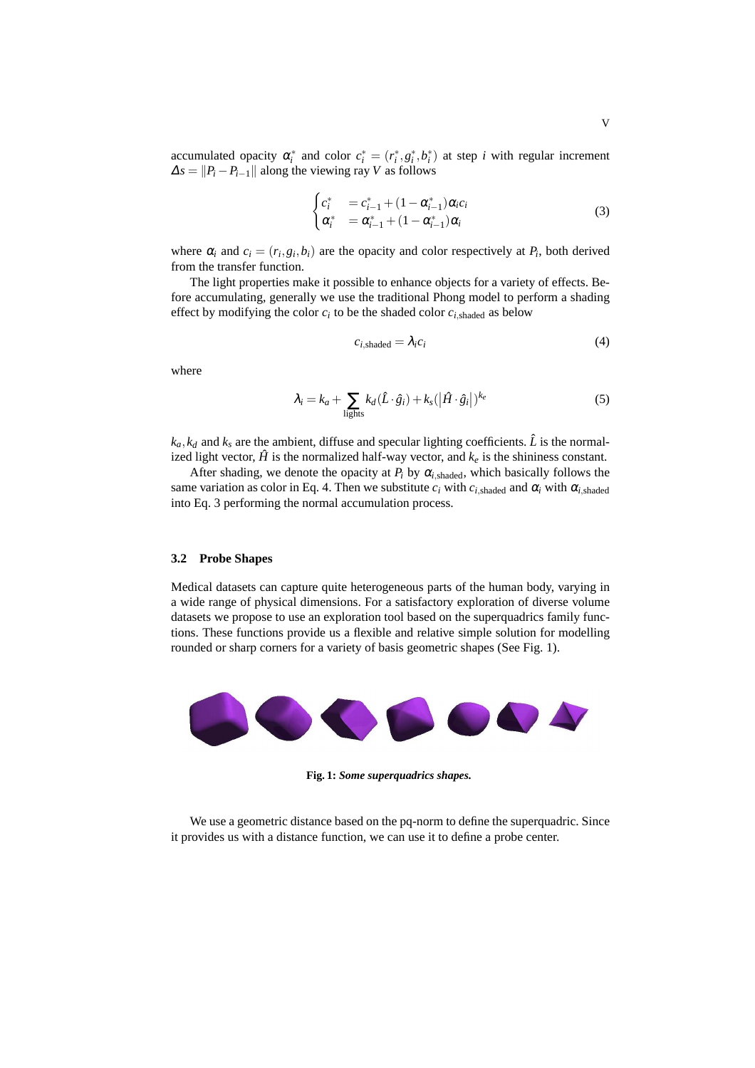accumulated opacity $\alpha_i^*$ and color $c_i^* = (r_i^*, g_i^*, b_i^*)$ at step $i$ with regular increment $\Delta s = \|P_i - P_{i-1}\|$ along the viewing ray $V$ as follows

$$\begin{cases} c_i^* &= c_{i-1}^* + (1 - \alpha_{i-1}^*)\alpha_i c_i \\ \alpha_i^* &= \alpha_{i-1}^* + (1 - \alpha_{i-1}^*)\alpha_i \end{cases} \tag{3}$$

where $\alpha_i$ and $c_i = (r_i, g_i, b_i)$ are the opacity and color respectively at $P_i$, both derived from the transfer function.

The light properties make it possible to enhance objects for a variety of effects. Before accumulating, generally we use the traditional Phong model to perform a shading effect by modifying the color $c_i$ to be the shaded color $c_{i,\text{shaded}}$ as below

$$c_{i,\text{shaded}} = \lambda_i c_i \tag{4}$$

where

$$\lambda_i = k_a + \sum_{\text{lights}} k_d(\hat{L} \cdot \hat{g}_i) + k_s(|\hat{H} \cdot \hat{g}_i|)^{k_e} \tag{5}$$

$k_a, k_d$ and $k_s$ are the ambient, diffuse and specular lighting coefficients. $\hat{L}$ is the normalized light vector, $\hat{H}$ is the normalized half-way vector, and $k_e$ is the shininess constant.

After shading, we denote the opacity at $P_i$ by $\alpha_{i,\text{shaded}}$, which basically follows the same variation as color in Eq. 4. Then we substitute $c_i$ with $c_{i,\text{shaded}}$ and $\alpha_i$ with $\alpha_{i,\text{shaded}}$ into Eq. 3 performing the normal accumulation process.

### 3.2 Probe Shapes

Medical datasets can capture quite heterogeneous parts of the human body, varying in a wide range of physical dimensions. For a satisfactory exploration of diverse volume datasets we propose to use an exploration tool based on the superquadrics family functions. These functions provide us with a flexible and relative simple solution for modelling rounded or sharp corners for a variety of basis geometric shapes (See Fig. 1).

**Fig. 1:** ***Some superquadrics shapes.***

We use a geometric distance based on the pq-norm to define the superquadric. Since it provides us with a distance function, we can use it to define a probe center.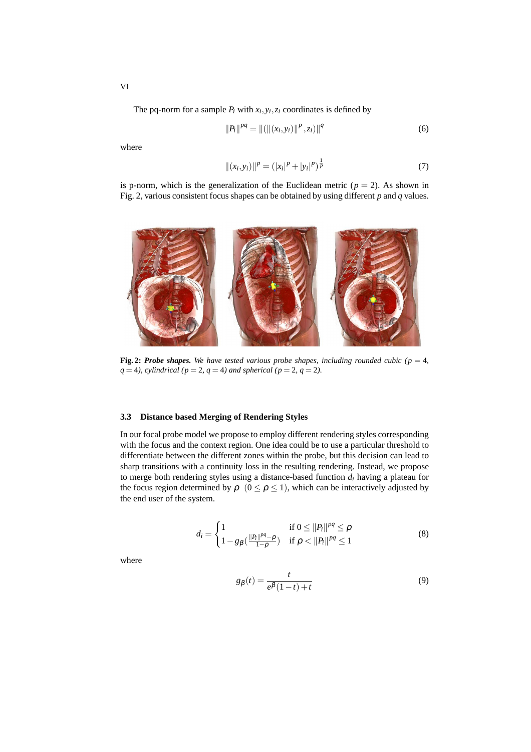The pq-norm for a sample $P_i$ with $x_i, y_i, z_i$ coordinates is defined by

$$\|P_i\|^{pq} = \|(\|(x_i, y_i)\|^p, z_i)\|^q \tag{6}$$

where

$$\|(x_i, y_i)\|^p = (|x_i|^p + |y_i|^p)^{\frac{1}{p}} \tag{7}$$

is p-norm, which is the generalization of the Euclidean metric ($p = 2$). As shown in Fig. 2, various consistent focus shapes can be obtained by using different $p$ and $q$ values.

**Fig. 2:** ***Probe shapes.*** *We have tested various probe shapes, including rounded cubic ($p = 4$, $q = 4$), cylindrical ($p = 2$, $q = 4$) and spherical ($p = 2$, $q = 2$).*

### 3.3 Distance based Merging of Rendering Styles

In our focal probe model we propose to employ different rendering styles corresponding with the focus and the context region. One idea could be to use a particular threshold to differentiate between the different zones within the probe, but this decision can lead to sharp transitions with a continuity loss in the resulting rendering. Instead, we propose to merge both rendering styles using a distance-based function $d_i$ having a plateau for the focus region determined by $\rho$ $(0 \leq \rho \leq 1)$, which can be interactively adjusted by the end user of the system.

$$d_i = \begin{cases} 1 & \text{if } 0 \leq \|P_i\|^{pq} \leq \rho \\ 1 - g_\beta\left(\frac{\|P_i\|^{pq} - \rho}{1-\rho}\right) & \text{if } \rho < \|P_i\|^{pq} \leq 1 \end{cases} \tag{8}$$

where

$$g_\beta(t) = \frac{t}{e^\beta(1-t) + t} \tag{9}$$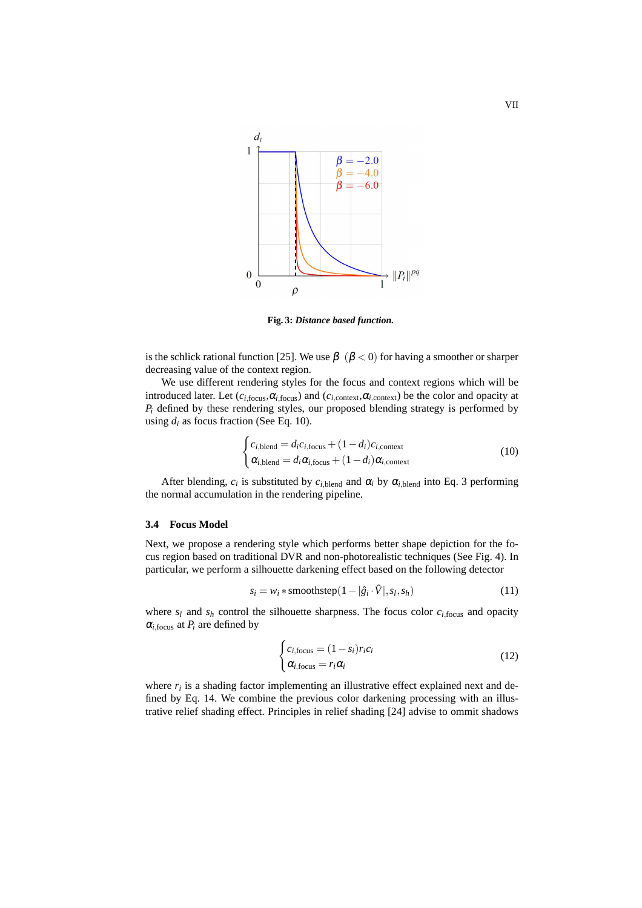**Fig. 3:** ***Distance based function.***

is the schlick rational function [25]. We use $\beta$ $(\beta < 0)$ for having a smoother or sharper decreasing value of the context region.

We use different rendering styles for the focus and context regions which will be introduced later. Let $(c_{i,\text{focus}}, \alpha_{i,\text{focus}})$ and $(c_{i,\text{context}}, \alpha_{i,\text{context}})$ be the color and opacity at $P_i$ defined by these rendering styles, our proposed blending strategy is performed by using $d_i$ as focus fraction (See Eq. 10).

$$
\begin{cases}
c_{i,\text{blend}} = d_i c_{i,\text{focus}} + (1 - d_i) c_{i,\text{context}} \\
\alpha_{i,\text{blend}} = d_i \alpha_{i,\text{focus}} + (1 - d_i) \alpha_{i,\text{context}}
\end{cases}
\tag{10}
$$

After blending, $c_i$ is substituted by $c_{i,\text{blend}}$ and $\alpha_i$ by $\alpha_{i,\text{blend}}$ into Eq. 3 performing the normal accumulation in the rendering pipeline.

### 3.4 Focus Model

Next, we propose a rendering style which performs better shape depiction for the focus region based on traditional DVR and non-photorealistic techniques (See Fig. 4). In particular, we perform a silhouette darkening effect based on the following detector

$$
s_i = w_i * \text{smoothstep}(1 - |\hat{g}_i \cdot \hat{V}|, s_l, s_h) \tag{11}
$$

where $s_l$ and $s_h$ control the silhouette sharpness. The focus color $c_{i,\text{focus}}$ and opacity $\alpha_{i,\text{focus}}$ at $P_i$ are defined by

$$
\begin{cases}
c_{i,\text{focus}} = (1 - s_i) r_i c_i \\
\alpha_{i,\text{focus}} = r_i \alpha_i
\end{cases}
\tag{12}
$$

where $r_i$ is a shading factor implementing an illustrative effect explained next and defined by Eq. 14. We combine the previous color darkening processing with an illustrative relief shading effect. Principles in relief shading [24] advise to ommit shadows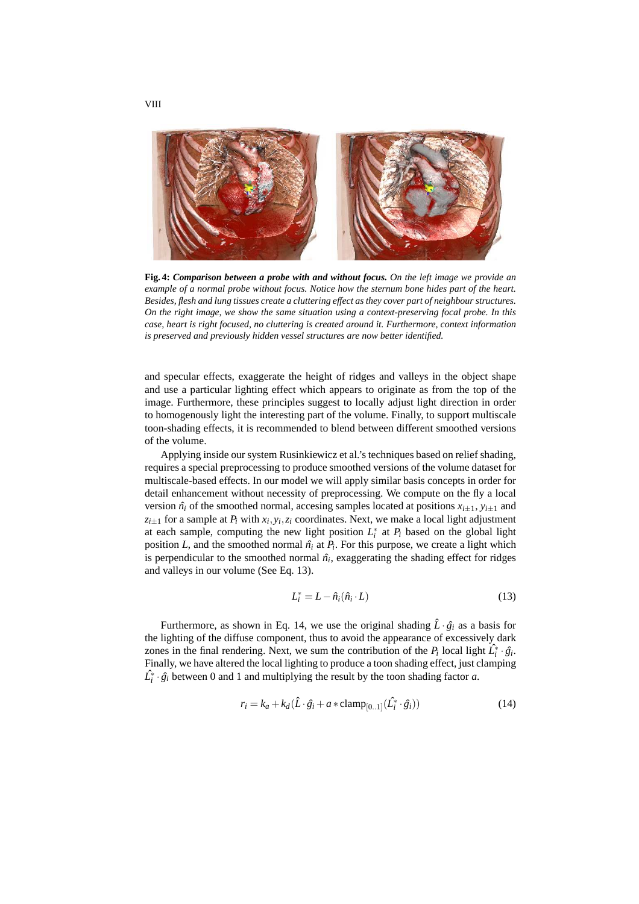**Fig. 4:** ***Comparison between a probe with and without focus.*** *On the left image we provide an example of a normal probe without focus. Notice how the sternum bone hides part of the heart. Besides, flesh and lung tissues create a cluttering effect as they cover part of neighbour structures. On the right image, we show the same situation using a context-preserving focal probe. In this case, heart is right focused, no cluttering is created around it. Furthermore, context information is preserved and previously hidden vessel structures are now better identified.*

and specular effects, exaggerate the height of ridges and valleys in the object shape and use a particular lighting effect which appears to originate as from the top of the image. Furthermore, these principles suggest to locally adjust light direction in order to homogenously light the interesting part of the volume. Finally, to support multiscale toon-shading effects, it is recommended to blend between different smoothed versions of the volume.

Applying inside our system Rusinkiewicz et al.'s techniques based on relief shading, requires a special preprocessing to produce smoothed versions of the volume dataset for multiscale-based effects. In our model we will apply similar basis concepts in order for detail enhancement without necessity of preprocessing. We compute on the fly a local version $\hat{n}_i$ of the smoothed normal, accesing samples located at positions $x_{i\pm1}$, $y_{i\pm1}$ and $z_{i\pm1}$ for a sample at $P_i$ with $x_i, y_i, z_i$ coordinates. Next, we make a local light adjustment at each sample, computing the new light position $L_i^*$ at $P_i$ based on the global light position $L$, and the smoothed normal $\hat{n}_i$ at $P_i$. For this purpose, we create a light which is perpendicular to the smoothed normal $\hat{n}_i$, exaggerating the shading effect for ridges and valleys in our volume (See Eq. 13).

$$L_i^* = L - \hat{n}_i(\hat{n}_i \cdot L) \tag{13}$$

Furthermore, as shown in Eq. 14, we use the original shading $\hat{L} \cdot \hat{g}_i$ as a basis for the lighting of the diffuse component, thus to avoid the appearance of excessively dark zones in the final rendering. Next, we sum the contribution of the $P_i$ local light $\hat{L_i^*} \cdot \hat{g}_i$. Finally, we have altered the local lighting to produce a toon shading effect, just clamping $\hat{L_i^*} \cdot \hat{g}_i$ between 0 and 1 and multiplying the result by the toon shading factor $a$.

$$r_i = k_a + k_d(\hat{L} \cdot \hat{g}_i + a * \text{clamp}_{[0..1]}(\hat{L_i^*} \cdot \hat{g}_i)) \tag{14}$$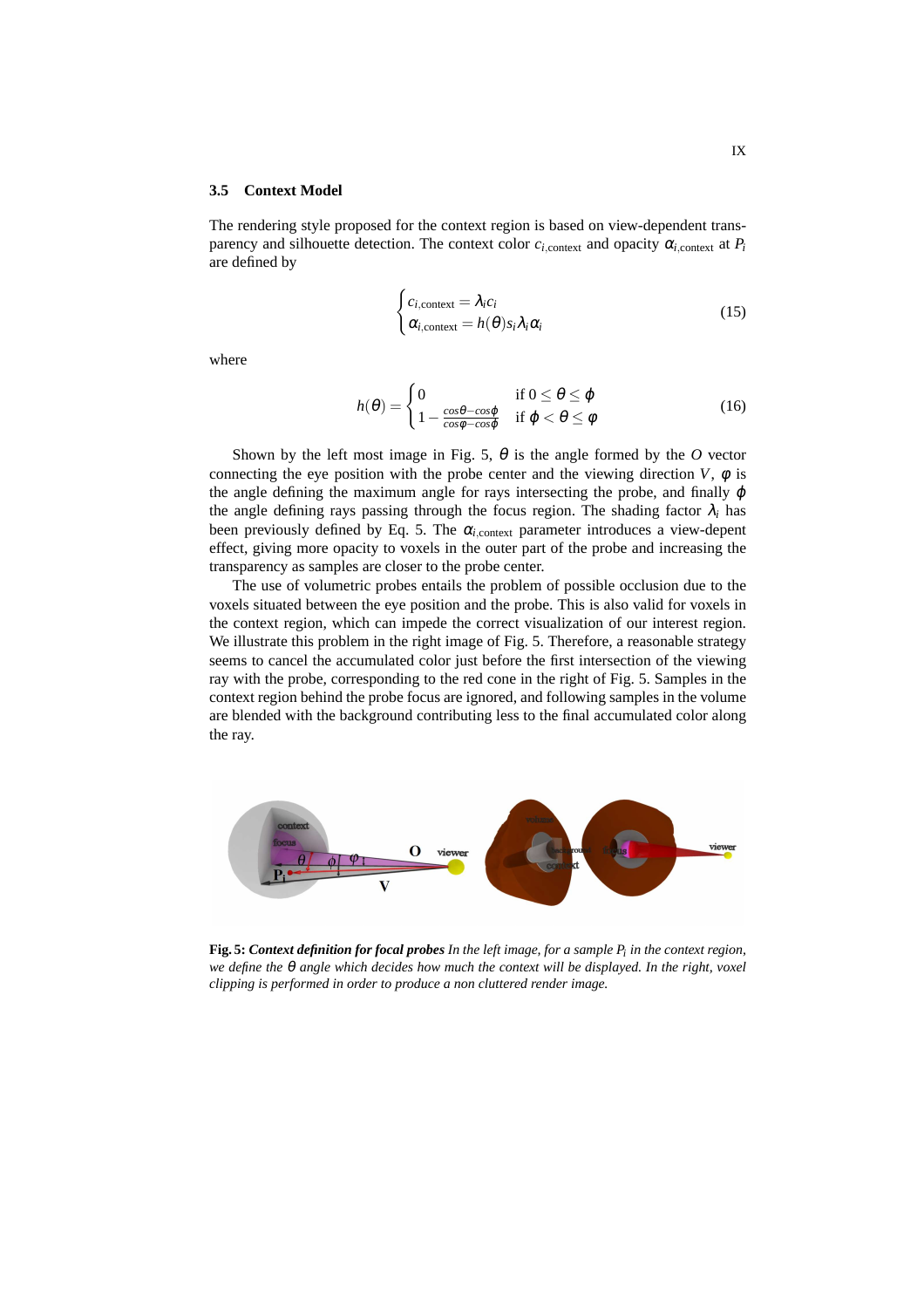### 3.5 Context Model

The rendering style proposed for the context region is based on view-dependent transparency and silhouette detection. The context color $c_{i,\text{context}}$ and opacity $\alpha_{i,\text{context}}$ at $P_i$ are defined by

$$\begin{cases} c_{i,\text{context}} = \lambda_i c_i \\ \alpha_{i,\text{context}} = h(\theta) s_i \lambda_i \alpha_i \end{cases} \tag{15}$$

where

$$h(\theta) = \begin{cases} 0 & \text{if } 0 \leq \theta \leq \phi \\ 1 - \frac{\cos\theta - \cos\phi}{\cos\varphi - \cos\phi} & \text{if } \phi < \theta \leq \varphi \end{cases} \tag{16}$$

Shown by the left most image in Fig. 5, $\theta$ is the angle formed by the $O$ vector connecting the eye position with the probe center and the viewing direction $V$, $\varphi$ is the angle defining the maximum angle for rays intersecting the probe, and finally $\phi$ the angle defining rays passing through the focus region. The shading factor $\lambda_i$ has been previously defined by Eq. 5. The $\alpha_{i,\text{context}}$ parameter introduces a view-depent effect, giving more opacity to voxels in the outer part of the probe and increasing the transparency as samples are closer to the probe center.

The use of volumetric probes entails the problem of possible occlusion due to the voxels situated between the eye position and the probe. This is also valid for voxels in the context region, which can impede the correct visualization of our interest region. We illustrate this problem in the right image of Fig. 5. Therefore, a reasonable strategy seems to cancel the accumulated color just before the first intersection of the viewing ray with the probe, corresponding to the red cone in the right of Fig. 5. Samples in the context region behind the probe focus are ignored, and following samples in the volume are blended with the background contributing less to the final accumulated color along the ray.

**Fig. 5:** ***Context definition for focal probes*** *In the left image, for a sample $P_i$ in the context region, we define the $\theta$ angle which decides how much the context will be displayed. In the right, voxel clipping is performed in order to produce a non cluttered render image.*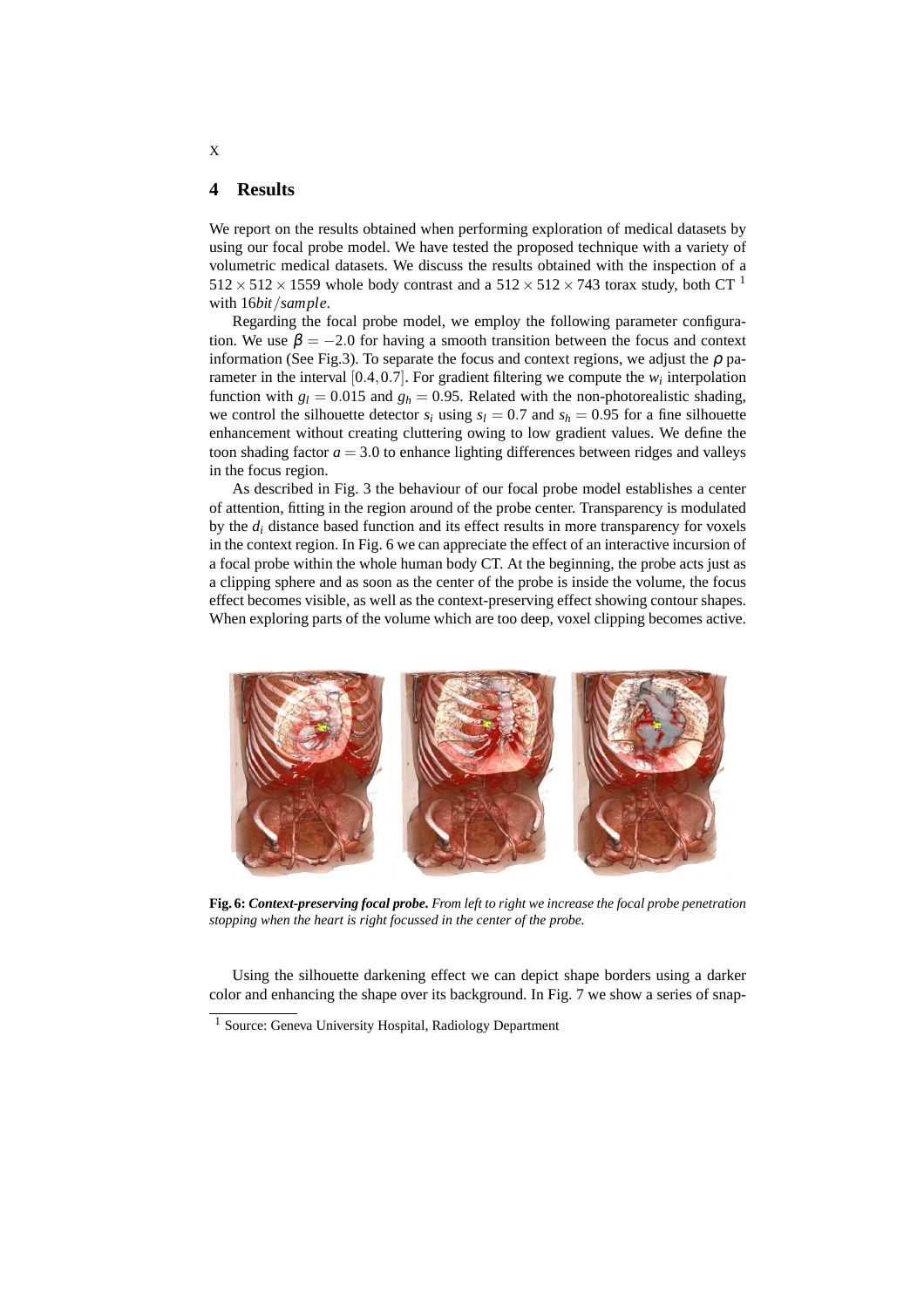## 4 Results

We report on the results obtained when performing exploration of medical datasets by using our focal probe model. We have tested the proposed technique with a variety of volumetric medical datasets. We discuss the results obtained with the inspection of a $512 \times 512 \times 1559$ whole body contrast and a $512 \times 512 \times 743$ torax study, both CT [1] with $16 bit/sample$.

Regarding the focal probe model, we employ the following parameter configuration. We use $\beta = -2.0$ for having a smooth transition between the focus and context information (See Fig.3). To separate the focus and context regions, we adjust the $\rho$ parameter in the interval $[0.4, 0.7]$. For gradient filtering we compute the $w_i$ interpolation function with $g_l = 0.015$ and $g_h = 0.95$. Related with the non-photorealistic shading, we control the silhouette detector $s_i$ using $s_l = 0.7$ and $s_h = 0.95$ for a fine silhouette enhancement without creating cluttering owing to low gradient values. We define the toon shading factor $a = 3.0$ to enhance lighting differences between ridges and valleys in the focus region.

As described in Fig. 3 the behaviour of our focal probe model establishes a center of attention, fitting in the region around of the probe center. Transparency is modulated by the $d_i$ distance based function and its effect results in more transparency for voxels in the context region. In Fig. 6 we can appreciate the effect of an interactive incursion of a focal probe within the whole human body CT. At the beginning, the probe acts just as a clipping sphere and as soon as the center of the probe is inside the volume, the focus effect becomes visible, as well as the context-preserving effect showing contour shapes. When exploring parts of the volume which are too deep, voxel clipping becomes active.

**Fig. 6:** ***Context-preserving focal probe.*** *From left to right we increase the focal probe penetration stopping when the heart is right focussed in the center of the probe.*

Using the silhouette darkening effect we can depict shape borders using a darker color and enhancing the shape over its background. In Fig. 7 we show a series of snap-

[1] Source: Geneva University Hospital, Radiology Department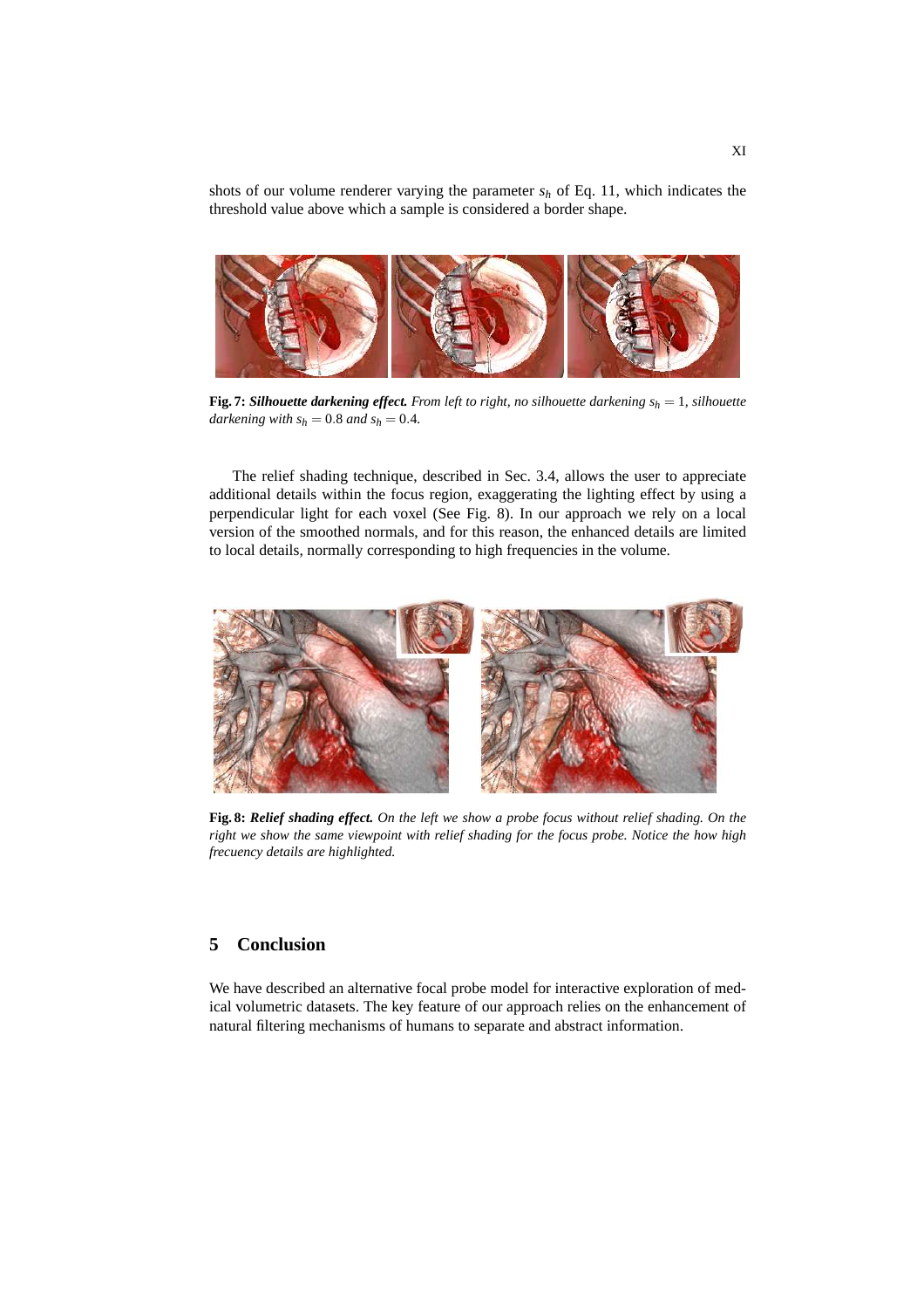shots of our volume renderer varying the parameter $s_h$ of Eq. 11, which indicates the threshold value above which a sample is considered a border shape.

**Fig. 7:** ***Silhouette darkening effect.*** *From left to right, no silhouette darkening* $s_h = 1$*, silhouette darkening with* $s_h = 0.8$ *and* $s_h = 0.4$*.*

The relief shading technique, described in Sec. 3.4, allows the user to appreciate additional details within the focus region, exaggerating the lighting effect by using a perpendicular light for each voxel (See Fig. 8). In our approach we rely on a local version of the smoothed normals, and for this reason, the enhanced details are limited to local details, normally corresponding to high frequencies in the volume.

**Fig. 8:** ***Relief shading effect.*** *On the left we show a probe focus without relief shading. On the right we show the same viewpoint with relief shading for the focus probe. Notice the how high frecuency details are highlighted.*

## 5 Conclusion

We have described an alternative focal probe model for interactive exploration of medical volumetric datasets. The key feature of our approach relies on the enhancement of natural filtering mechanisms of humans to separate and abstract information.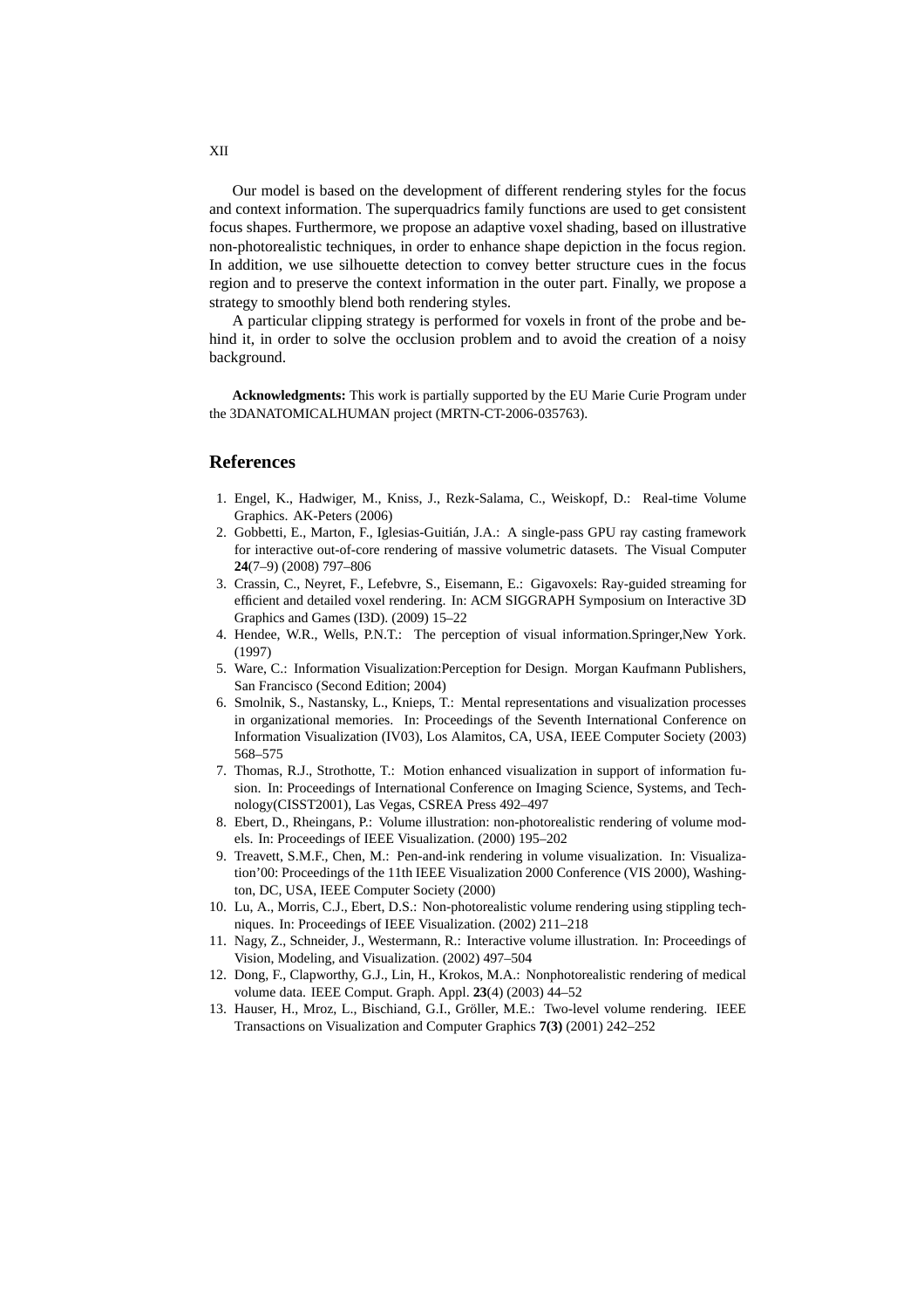Our model is based on the development of different rendering styles for the focus and context information. The superquadrics family functions are used to get consistent focus shapes. Furthermore, we propose an adaptive voxel shading, based on illustrative non-photorealistic techniques, in order to enhance shape depiction in the focus region. In addition, we use silhouette detection to convey better structure cues in the focus region and to preserve the context information in the outer part. Finally, we propose a strategy to smoothly blend both rendering styles.

A particular clipping strategy is performed for voxels in front of the probe and behind it, in order to solve the occlusion problem and to avoid the creation of a noisy background.

**Acknowledgments:** This work is partially supported by the EU Marie Curie Program under the 3DANATOMICALHUMAN project (MRTN-CT-2006-035763).

## References

1. Engel, K., Hadwiger, M., Kniss, J., Rezk-Salama, C., Weiskopf, D.: Real-time Volume Graphics. AK-Peters (2006)
2. Gobbetti, E., Marton, F., Iglesias-Guitián, J.A.: A single-pass GPU ray casting framework for interactive out-of-core rendering of massive volumetric datasets. The Visual Computer **24**(7–9) (2008) 797–806
3. Crassin, C., Neyret, F., Lefebvre, S., Eisemann, E.: Gigavoxels: Ray-guided streaming for efficient and detailed voxel rendering. In: ACM SIGGRAPH Symposium on Interactive 3D Graphics and Games (I3D). (2009) 15–22
4. Hendee, W.R., Wells, P.N.T.: The perception of visual information.Springer,New York. (1997)
5. Ware, C.: Information Visualization:Perception for Design. Morgan Kaufmann Publishers, San Francisco (Second Edition; 2004)
6. Smolnik, S., Nastansky, L., Knieps, T.: Mental representations and visualization processes in organizational memories. In: Proceedings of the Seventh International Conference on Information Visualization (IV03), Los Alamitos, CA, USA, IEEE Computer Society (2003) 568–575
7. Thomas, R.J., Strothotte, T.: Motion enhanced visualization in support of information fusion. In: Proceedings of International Conference on Imaging Science, Systems, and Technology(CISST2001), Las Vegas, CSREA Press 492–497
8. Ebert, D., Rheingans, P.: Volume illustration: non-photorealistic rendering of volume models. In: Proceedings of IEEE Visualization. (2000) 195–202
9. Treavett, S.M.F., Chen, M.: Pen-and-ink rendering in volume visualization. In: Visualization'00: Proceedings of the 11th IEEE Visualization 2000 Conference (VIS 2000), Washington, DC, USA, IEEE Computer Society (2000)
10. Lu, A., Morris, C.J., Ebert, D.S.: Non-photorealistic volume rendering using stippling techniques. In: Proceedings of IEEE Visualization. (2002) 211–218
11. Nagy, Z., Schneider, J., Westermann, R.: Interactive volume illustration. In: Proceedings of Vision, Modeling, and Visualization. (2002) 497–504
12. Dong, F., Clapworthy, G.J., Lin, H., Krokos, M.A.: Nonphotorealistic rendering of medical volume data. IEEE Comput. Graph. Appl. **23**(4) (2003) 44–52
13. Hauser, H., Mroz, L., Bischiand, G.I., Gröller, M.E.: Two-level volume rendering. IEEE Transactions on Visualization and Computer Graphics **7(3)** (2001) 242–252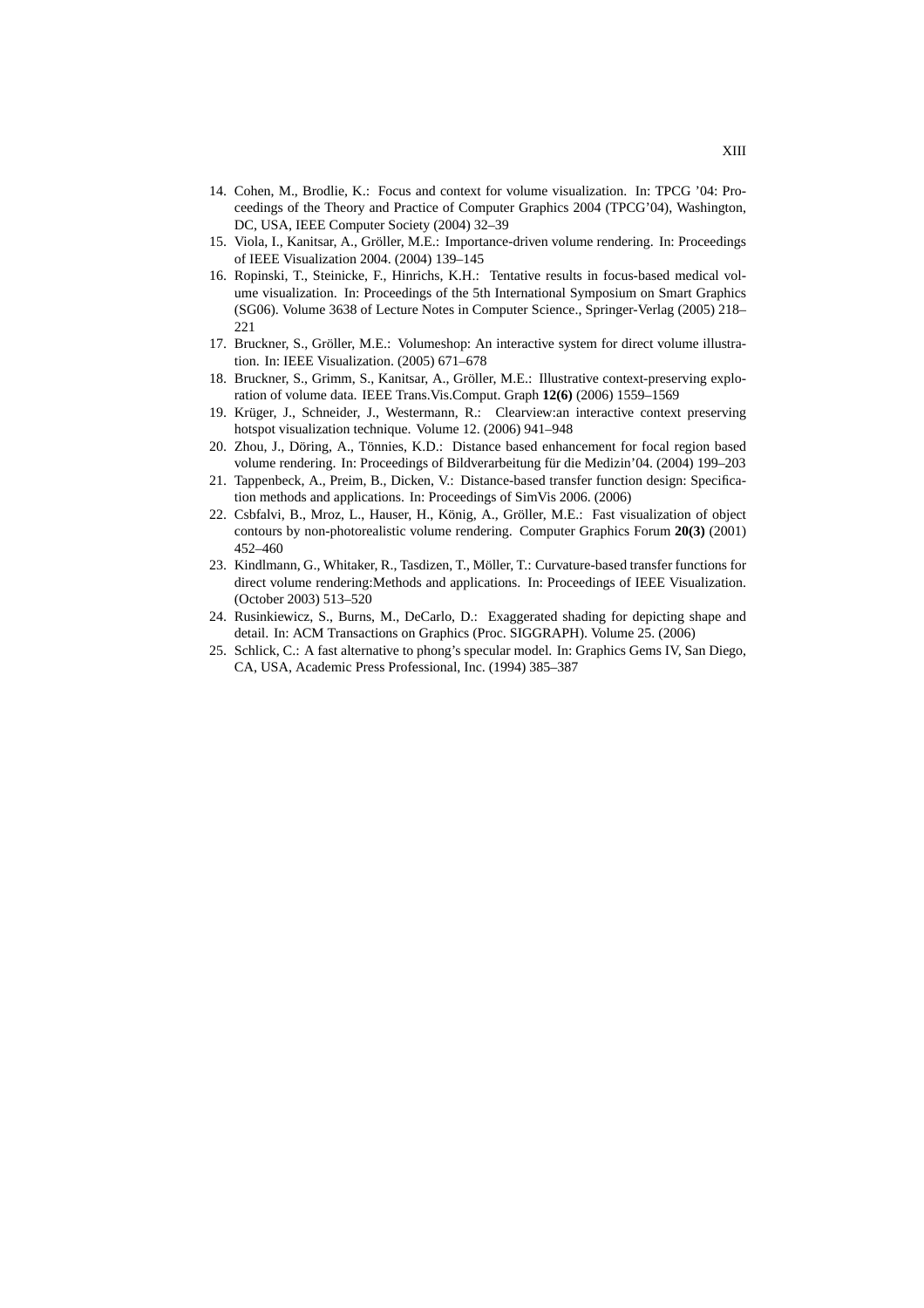14. Cohen, M., Brodlie, K.: Focus and context for volume visualization. In: TPCG '04: Proceedings of the Theory and Practice of Computer Graphics 2004 (TPCG'04), Washington, DC, USA, IEEE Computer Society (2004) 32–39
15. Viola, I., Kanitsar, A., Gröller, M.E.: Importance-driven volume rendering. In: Proceedings of IEEE Visualization 2004. (2004) 139–145
16. Ropinski, T., Steinicke, F., Hinrichs, K.H.: Tentative results in focus-based medical volume visualization. In: Proceedings of the 5th International Symposium on Smart Graphics (SG06). Volume 3638 of Lecture Notes in Computer Science., Springer-Verlag (2005) 218–221
17. Bruckner, S., Gröller, M.E.: Volumeshop: An interactive system for direct volume illustration. In: IEEE Visualization. (2005) 671–678
18. Bruckner, S., Grimm, S., Kanitsar, A., Gröller, M.E.: Illustrative context-preserving exploration of volume data. IEEE Trans.Vis.Comput. Graph **12(6)** (2006) 1559–1569
19. Krüger, J., Schneider, J., Westermann, R.: Clearview:an interactive context preserving hotspot visualization technique. Volume 12. (2006) 941–948
20. Zhou, J., Döring, A., Tönnies, K.D.: Distance based enhancement for focal region based volume rendering. In: Proceedings of Bildverarbeitung für die Medizin'04. (2004) 199–203
21. Tappenbeck, A., Preim, B., Dicken, V.: Distance-based transfer function design: Specification methods and applications. In: Proceedings of SimVis 2006. (2006)
22. Csbfalvi, B., Mroz, L., Hauser, H., König, A., Gröller, M.E.: Fast visualization of object contours by non-photorealistic volume rendering. Computer Graphics Forum **20(3)** (2001) 452–460
23. Kindlmann, G., Whitaker, R., Tasdizen, T., Möller, T.: Curvature-based transfer functions for direct volume rendering:Methods and applications. In: Proceedings of IEEE Visualization. (October 2003) 513–520
24. Rusinkiewicz, S., Burns, M., DeCarlo, D.: Exaggerated shading for depicting shape and detail. In: ACM Transactions on Graphics (Proc. SIGGRAPH). Volume 25. (2006)
25. Schlick, C.: A fast alternative to phong's specular model. In: Graphics Gems IV, San Diego, CA, USA, Academic Press Professional, Inc. (1994) 385–387